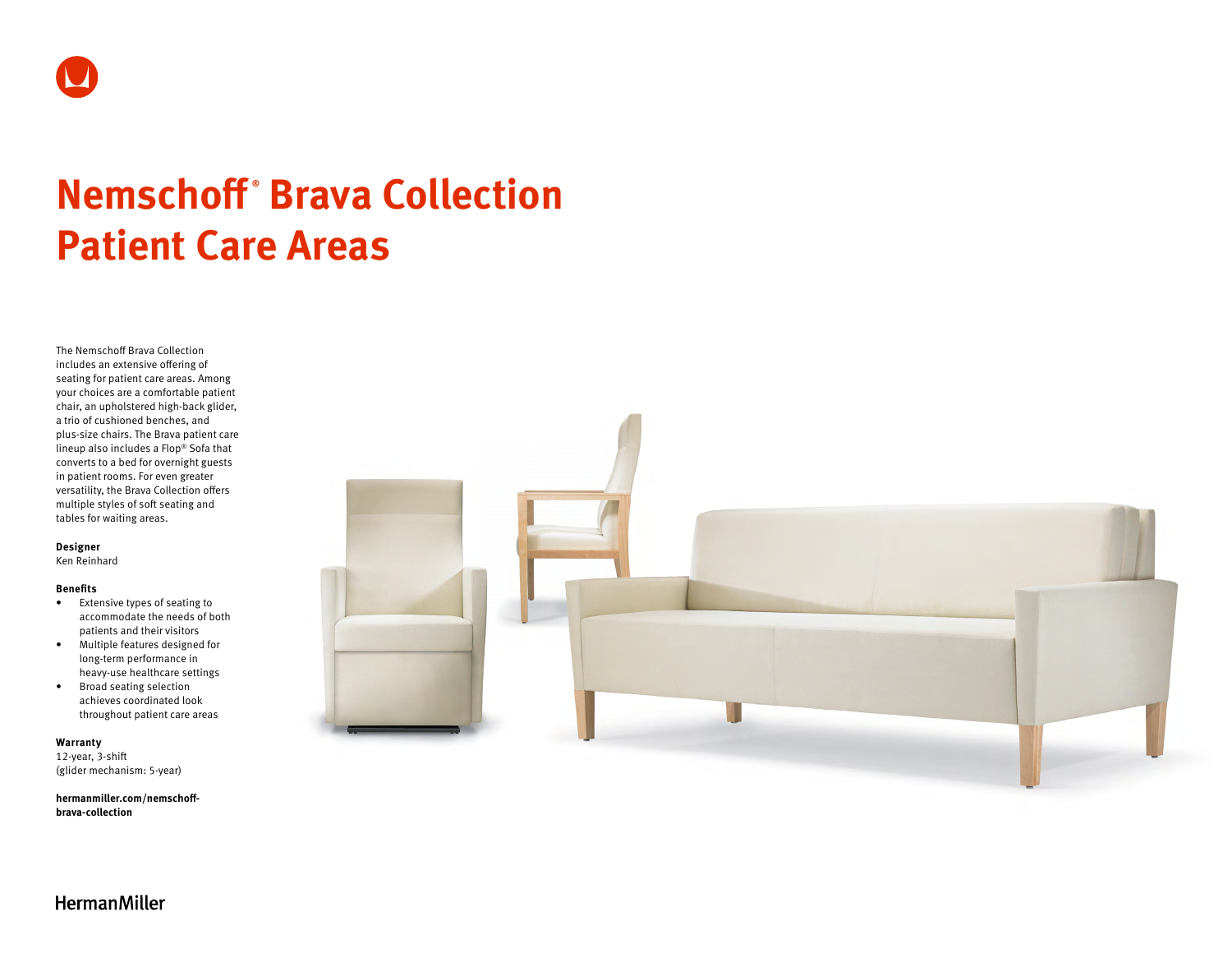# Nemschoff® Brava Collection Patient Care Areas

The Nemschoff Brava Collection includes an extensive offering of seating for patient care areas. Among your choices are a comfortable patient chair, an upholstered high-back glider, a trio of cushioned benches, and plus-size chairs. The Brava patient care lineup also includes a Flop® Sofa that converts to a bed for overnight guests in patient rooms. For even greater versatility, the Brava Collection offers multiple styles of soft seating and tables for waiting areas.

**Designer**
Ken Reinhard

**Benefits**

- Extensive types of seating to accommodate the needs of both patients and their visitors
- Multiple features designed for long-term performance in heavy-use healthcare settings
- Broad seating selection achieves coordinated look throughout patient care areas

**Warranty**
12-year, 3-shift
(glider mechanism: 5-year)

**hermanmiller.com/nemschoff-brava-collection**

HermanMiller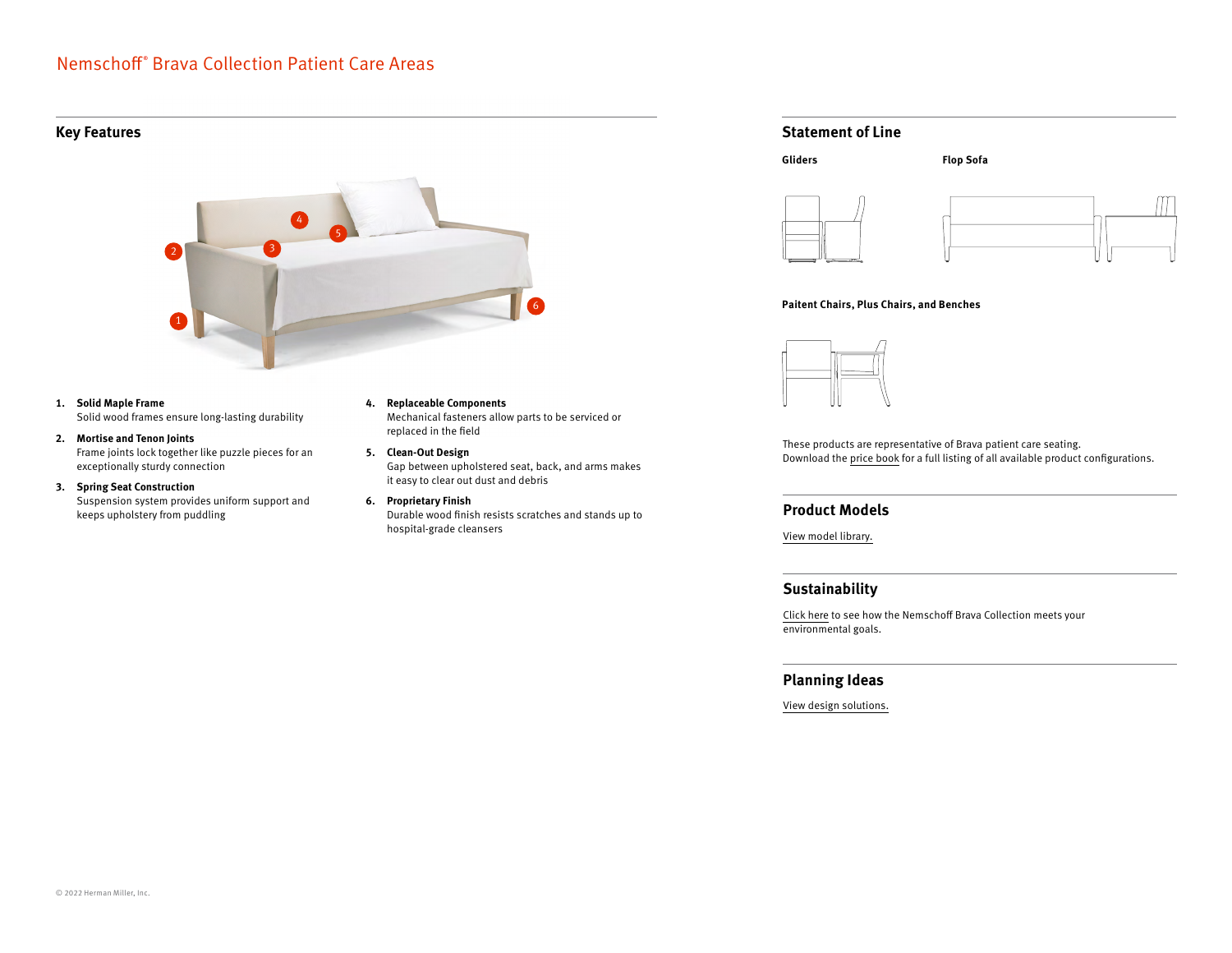# Nemschoff® Brava Collection Patient Care Areas

## Key Features

1. **Solid Maple Frame**
   Solid wood frames ensure long-lasting durability
2. **Mortise and Tenon Joints**
   Frame joints lock together like puzzle pieces for an exceptionally sturdy connection
3. **Spring Seat Construction**
   Suspension system provides uniform support and keeps upholstery from puddling
4. **Replaceable Components**
   Mechanical fasteners allow parts to be serviced or replaced in the field
5. **Clean-Out Design**
   Gap between upholstered seat, back, and arms makes it easy to clear out dust and debris
6. **Proprietary Finish**
   Durable wood finish resists scratches and stands up to hospital-grade cleansers

## Statement of Line

**Gliders**

**Flop Sofa**

**Paitent Chairs, Plus Chairs, and Benches**

These products are representative of Brava patient care seating. Download the price book for a full listing of all available product configurations.

## Product Models

View model library.

## Sustainability

Click here to see how the Nemschoff Brava Collection meets your environmental goals.

## Planning Ideas

View design solutions.

© 2022 Herman Miller, Inc.